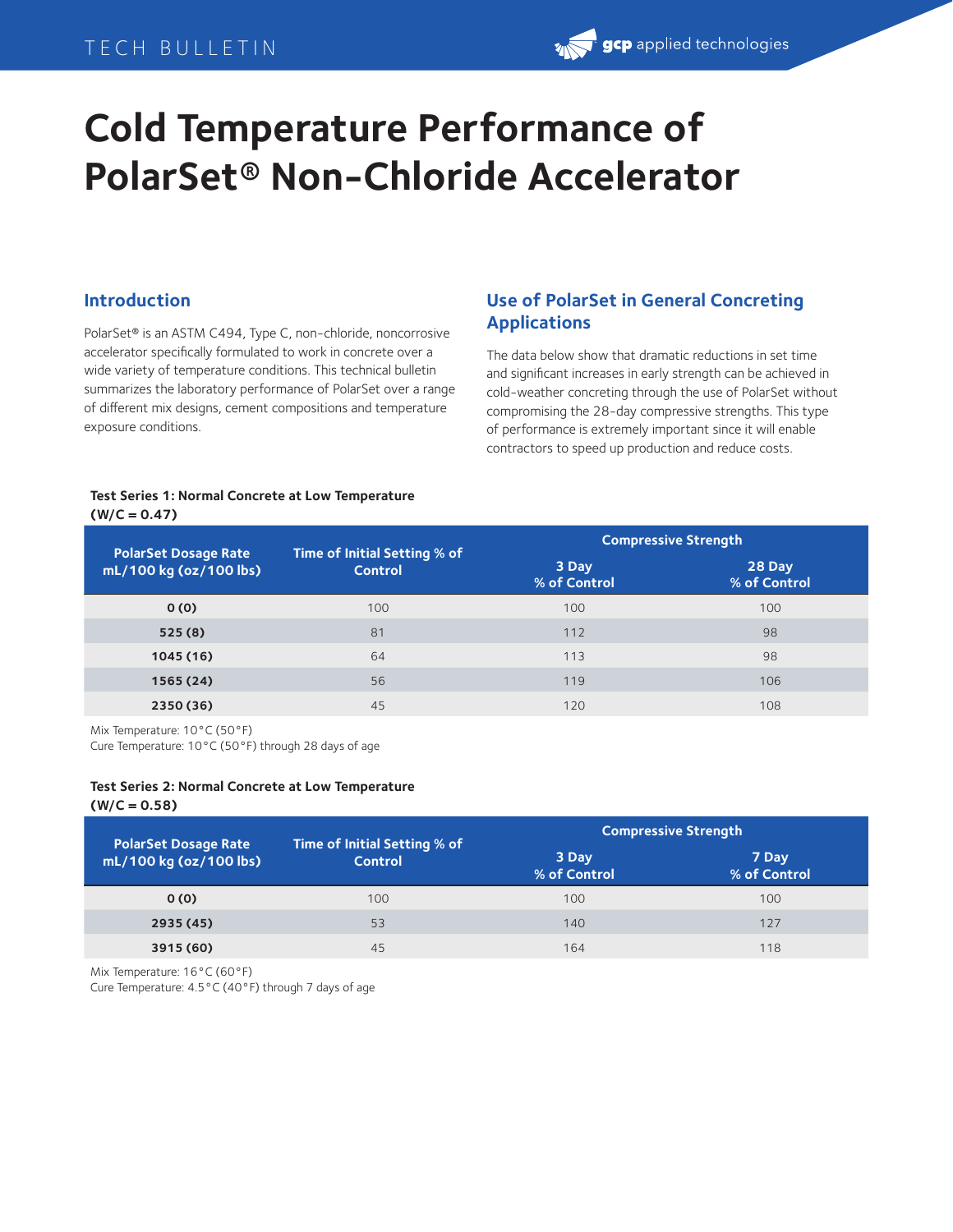# Cold Temperature Performance of PolarSet® Non-Chloride Accelerator

## Introduction

PolarSet® is an ASTM C494, Type C, non-chloride, noncorrosive accelerator specifically formulated to work in concrete over a wide variety of temperature conditions. This technical bulletin summarizes the laboratory performance of PolarSet over a range of different mix designs, cement compositions and temperature exposure conditions.

## Use of PolarSet in General Concreting Applications

The data below show that dramatic reductions in set time and significant increases in early strength can be achieved in cold-weather concreting through the use of PolarSet without compromising the 28-day compressive strengths. This type of performance is extremely important since it will enable contractors to speed up production and reduce costs.

**Test Series 1: Normal Concrete at Low Temperature (W/C = 0.47)**

| PolarSet Dosage Rate mL/100 kg (oz/100 lbs) | Time of Initial Setting % of Control | Compressive Strength | |
|---|---|---|---|
| | | 3 Day % of Control | 28 Day % of Control |
| **0 (0)** | 100 | 100 | 100 |
| **525 (8)** | 81 | 112 | 98 |
| **1045 (16)** | 64 | 113 | 98 |
| **1565 (24)** | 56 | 119 | 106 |
| **2350 (36)** | 45 | 120 | 108 |

Mix Temperature: 10°C (50°F)
Cure Temperature: 10°C (50°F) through 28 days of age

**Test Series 2: Normal Concrete at Low Temperature (W/C = 0.58)**

| PolarSet Dosage Rate mL/100 kg (oz/100 lbs) | Time of Initial Setting % of Control | Compressive Strength | |
|---|---|---|---|
| | | 3 Day % of Control | 7 Day % of Control |
| **0 (0)** | 100 | 100 | 100 |
| **2935 (45)** | 53 | 140 | 127 |
| **3915 (60)** | 45 | 164 | 118 |

Mix Temperature: 16°C (60°F)
Cure Temperature: 4.5°C (40°F) through 7 days of age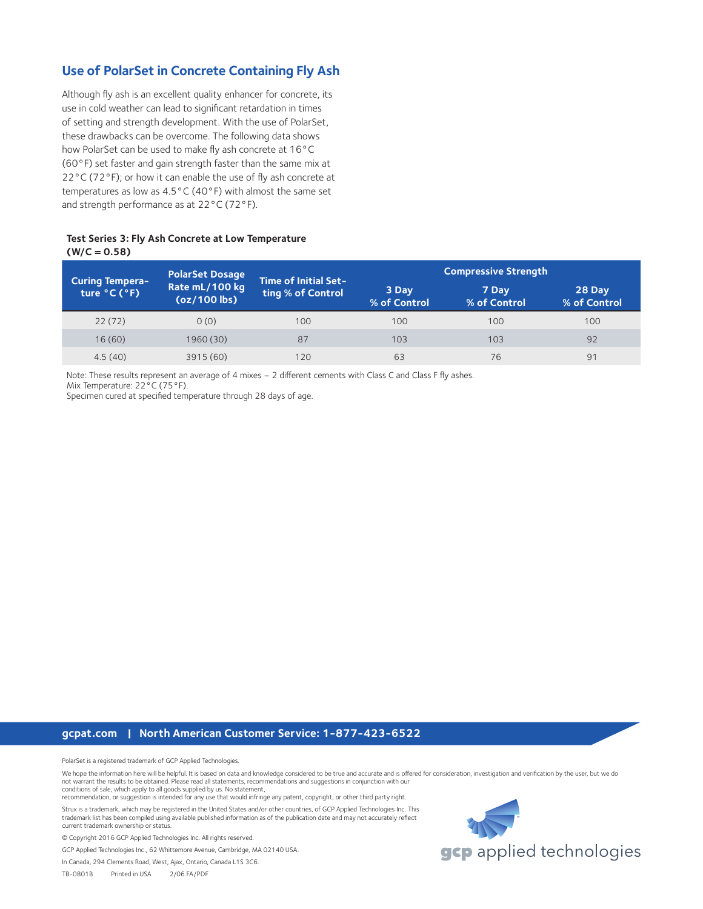## Use of PolarSet in Concrete Containing Fly Ash

Although fly ash is an excellent quality enhancer for concrete, its use in cold weather can lead to significant retardation in times of setting and strength development. With the use of PolarSet, these drawbacks can be overcome. The following data shows how PolarSet can be used to make fly ash concrete at 16°C (60°F) set faster and gain strength faster than the same mix at 22°C (72°F); or how it can enable the use of fly ash concrete at temperatures as low as 4.5°C (40°F) with almost the same set and strength performance as at 22°C (72°F).

**Test Series 3: Fly Ash Concrete at Low Temperature (W/C = 0.58)**

| Curing Temperature °C (°F) | PolarSet Dosage Rate mL/100 kg (oz/100 lbs) | Time of Initial Setting % of Control | Compressive Strength | | |
|---|---|---|---|---|---|
| | | | 3 Day % of Control | 7 Day % of Control | 28 Day % of Control |
| 22 (72) | 0 (0) | 100 | 100 | 100 | 100 |
| 16 (60) | 1960 (30) | 87 | 103 | 103 | 92 |
| 4.5 (40) | 3915 (60) | 120 | 63 | 76 | 91 |

Note: These results represent an average of 4 mixes – 2 different cements with Class C and Class F fly ashes.
Mix Temperature: 22°C (75°F).
Specimen cured at specified temperature through 28 days of age.

**gcpat.com | North American Customer Service: 1-877-423-6522**

PolarSet is a registered trademark of GCP Applied Technologies.

We hope the information here will be helpful. It is based on data and knowledge considered to be true and accurate and is offered for consideration, investigation and verification by the user, but we do not warrant the results to be obtained. Please read all statements, recommendations and suggestions in conjunction with our conditions of sale, which apply to all goods supplied by us. No statement, recommendation, or suggestion is intended for any use that would infringe any patent, copyright, or other third party right.

Strux is a trademark, which may be registered in the United States and/or other countries, of GCP Applied Technologies Inc. This trademark list has been compiled using available published information as of the publication date and may not accurately reflect current trademark ownership or status.

© Copyright 2016 GCP Applied Technologies Inc. All rights reserved.

GCP Applied Technologies Inc., 62 Whittemore Avenue, Cambridge, MA 02140 USA.

In Canada, 294 Clements Road, West, Ajax, Ontario, Canada L1S 3C6.

TB-0801B Printed in USA 2/06 FA/PDF

gcp applied technologies